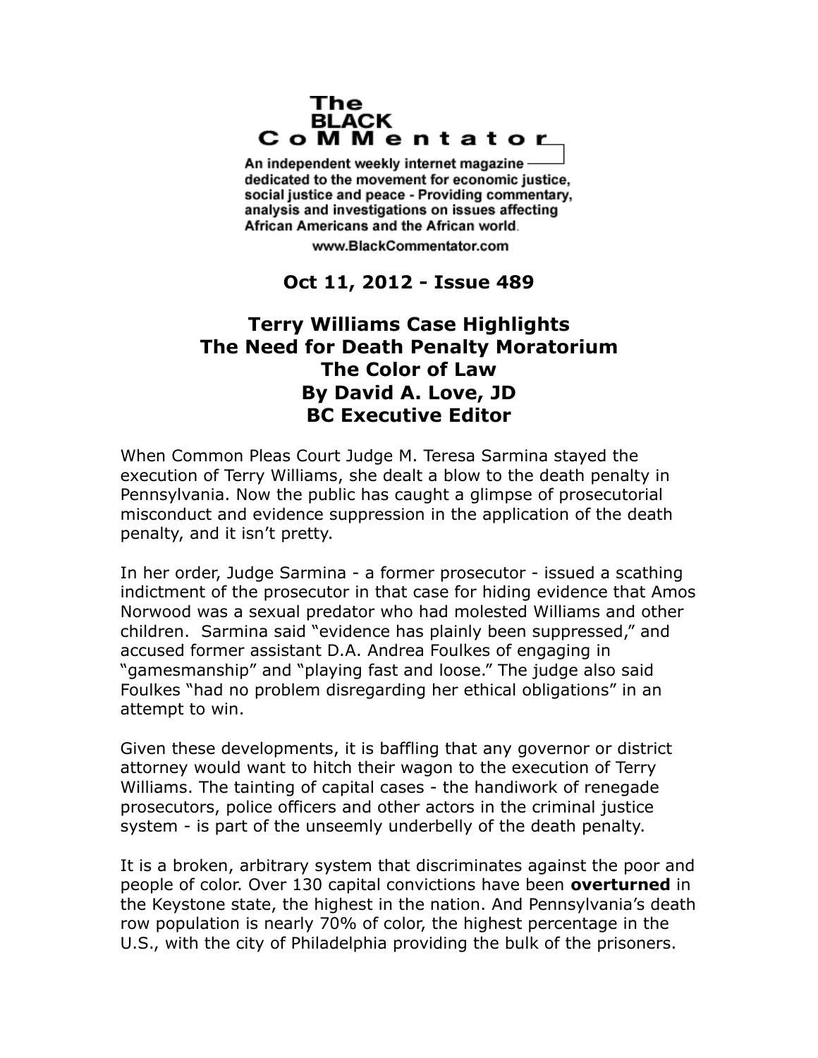**The BLACK CoMMentator**

An independent weekly internet magazine dedicated to the movement for economic justice, social justice and peace - Providing commentary, analysis and investigations on issues affecting African Americans and the African world.

www.BlackCommentator.com

**Oct 11, 2012 - Issue 489**

# Terry Williams Case Highlights The Need for Death Penalty Moratorium

## The Color of Law

### By David A. Love, JD

### BC Executive Editor

When Common Pleas Court Judge M. Teresa Sarmina stayed the execution of Terry Williams, she dealt a blow to the death penalty in Pennsylvania. Now the public has caught a glimpse of prosecutorial misconduct and evidence suppression in the application of the death penalty, and it isn't pretty.

In her order, Judge Sarmina - a former prosecutor - issued a scathing indictment of the prosecutor in that case for hiding evidence that Amos Norwood was a sexual predator who had molested Williams and other children. Sarmina said "evidence has plainly been suppressed," and accused former assistant D.A. Andrea Foulkes of engaging in "gamesmanship" and "playing fast and loose." The judge also said Foulkes "had no problem disregarding her ethical obligations" in an attempt to win.

Given these developments, it is baffling that any governor or district attorney would want to hitch their wagon to the execution of Terry Williams. The tainting of capital cases - the handiwork of renegade prosecutors, police officers and other actors in the criminal justice system - is part of the unseemly underbelly of the death penalty.

It is a broken, arbitrary system that discriminates against the poor and people of color. Over 130 capital convictions have been **overturned** in the Keystone state, the highest in the nation. And Pennsylvania's death row population is nearly 70% of color, the highest percentage in the U.S., with the city of Philadelphia providing the bulk of the prisoners.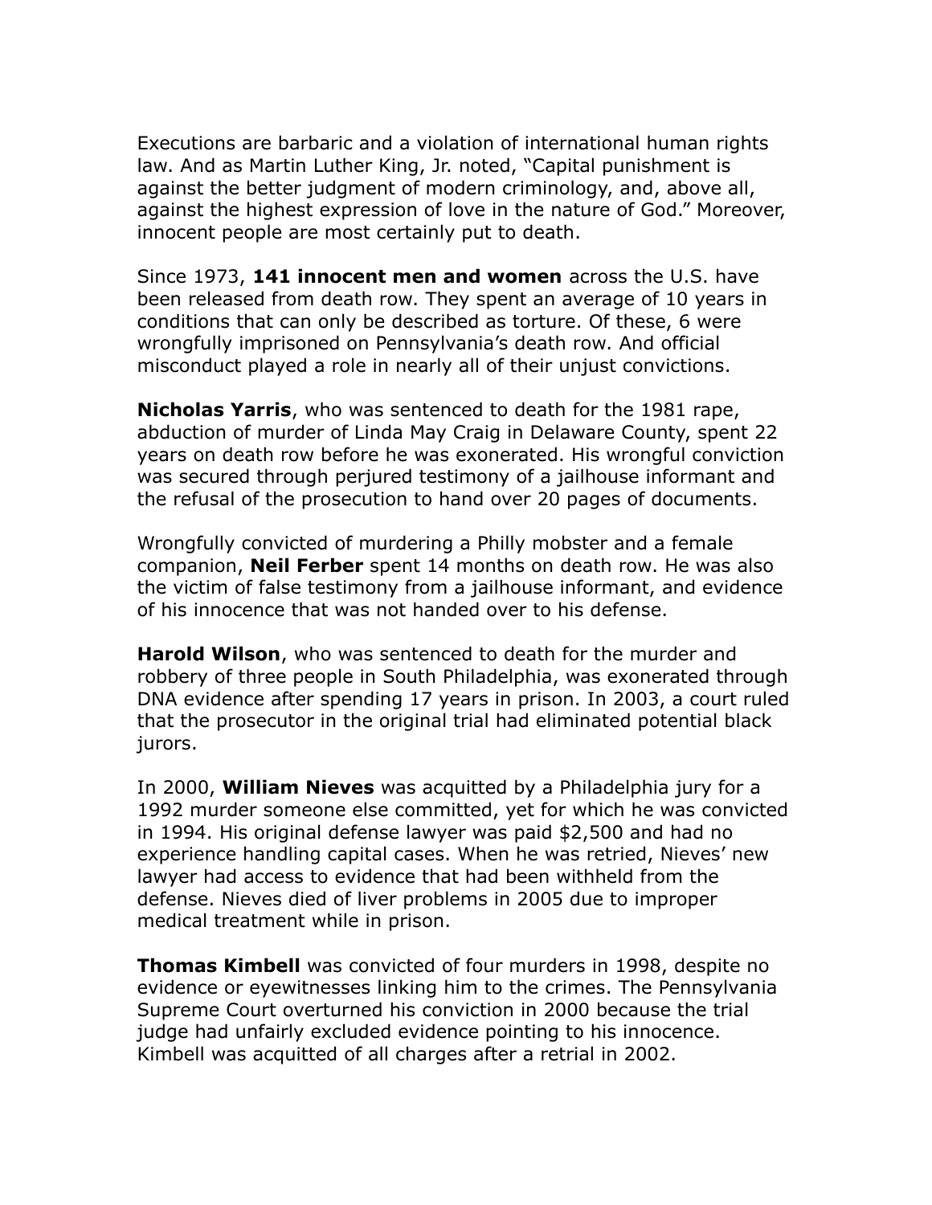Executions are barbaric and a violation of international human rights law. And as Martin Luther King, Jr. noted, “Capital punishment is against the better judgment of modern criminology, and, above all, against the highest expression of love in the nature of God.” Moreover, innocent people are most certainly put to death.

Since 1973, **141 innocent men and women** across the U.S. have been released from death row. They spent an average of 10 years in conditions that can only be described as torture. Of these, 6 were wrongfully imprisoned on Pennsylvania’s death row. And official misconduct played a role in nearly all of their unjust convictions.

**Nicholas Yarris**, who was sentenced to death for the 1981 rape, abduction of murder of Linda May Craig in Delaware County, spent 22 years on death row before he was exonerated. His wrongful conviction was secured through perjured testimony of a jailhouse informant and the refusal of the prosecution to hand over 20 pages of documents.

Wrongfully convicted of murdering a Philly mobster and a female companion, **Neil Ferber** spent 14 months on death row. He was also the victim of false testimony from a jailhouse informant, and evidence of his innocence that was not handed over to his defense.

**Harold Wilson**, who was sentenced to death for the murder and robbery of three people in South Philadelphia, was exonerated through DNA evidence after spending 17 years in prison. In 2003, a court ruled that the prosecutor in the original trial had eliminated potential black jurors.

In 2000, **William Nieves** was acquitted by a Philadelphia jury for a 1992 murder someone else committed, yet for which he was convicted in 1994. His original defense lawyer was paid $2,500 and had no experience handling capital cases. When he was retried, Nieves’ new lawyer had access to evidence that had been withheld from the defense. Nieves died of liver problems in 2005 due to improper medical treatment while in prison.

**Thomas Kimbell** was convicted of four murders in 1998, despite no evidence or eyewitnesses linking him to the crimes. The Pennsylvania Supreme Court overturned his conviction in 2000 because the trial judge had unfairly excluded evidence pointing to his innocence. Kimbell was acquitted of all charges after a retrial in 2002.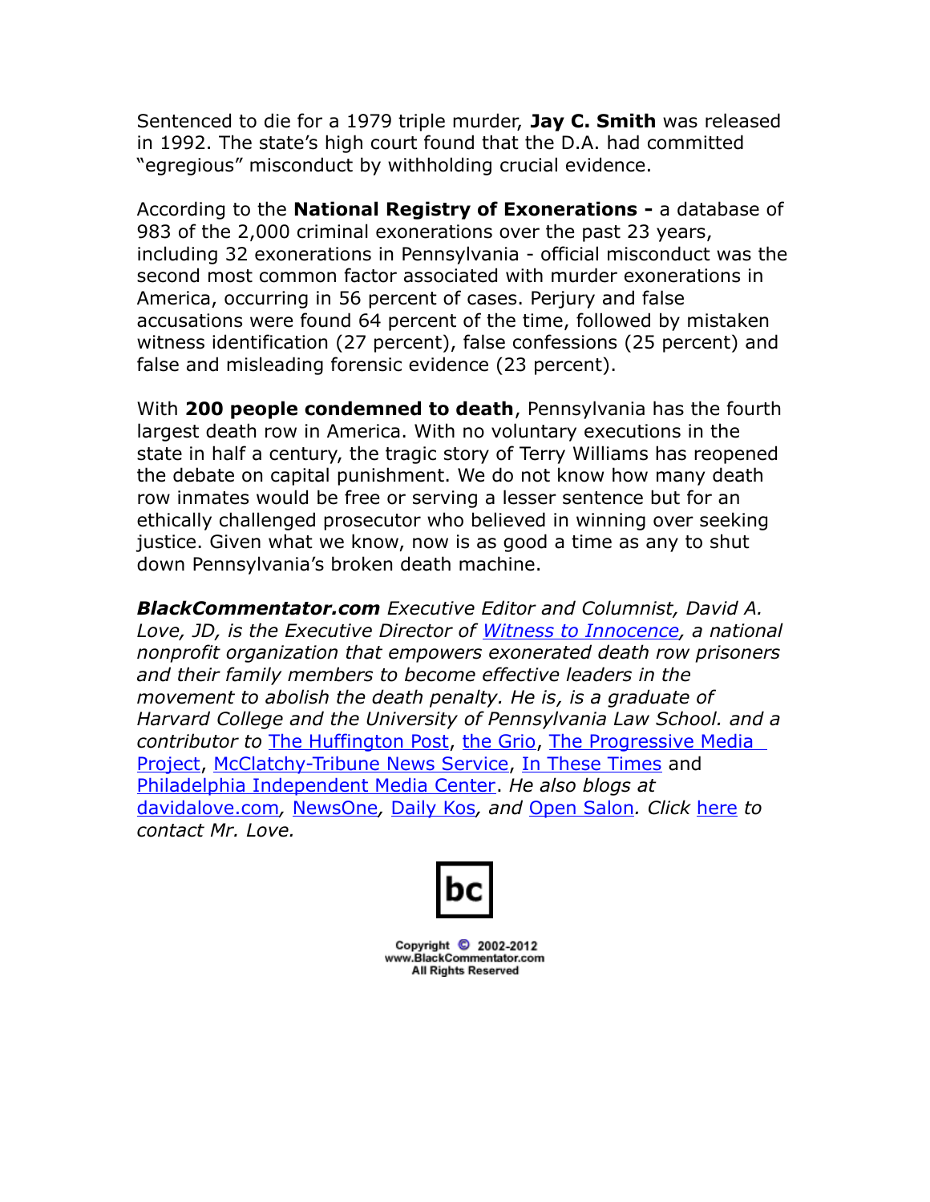Sentenced to die for a 1979 triple murder, **Jay C. Smith** was released in 1992. The state's high court found that the D.A. had committed "egregious" misconduct by withholding crucial evidence.

According to the **National Registry of Exonerations -** a database of 983 of the 2,000 criminal exonerations over the past 23 years, including 32 exonerations in Pennsylvania - official misconduct was the second most common factor associated with murder exonerations in America, occurring in 56 percent of cases. Perjury and false accusations were found 64 percent of the time, followed by mistaken witness identification (27 percent), false confessions (25 percent) and false and misleading forensic evidence (23 percent).

With **200 people condemned to death**, Pennsylvania has the fourth largest death row in America. With no voluntary executions in the state in half a century, the tragic story of Terry Williams has reopened the debate on capital punishment. We do not know how many death row inmates would be free or serving a lesser sentence but for an ethically challenged prosecutor who believed in winning over seeking justice. Given what we know, now is as good a time as any to shut down Pennsylvania's broken death machine.

***BlackCommentator.com*** *Executive Editor and Columnist, David A. Love, JD, is the Executive Director of* [*Witness to Innocence*](), *a national nonprofit organization that empowers exonerated death row prisoners and their family members to become effective leaders in the movement to abolish the death penalty. He is, is a graduate of Harvard College and the University of Pennsylvania Law School. and a contributor to* [The Huffington Post](), [the Grio](), [The Progressive Media Project](), [McClatchy-Tribune News Service](), [In These Times]() and [Philadelphia Independent Media Center](). *He also blogs at* [davidalove.com](), [NewsOne](), [Daily Kos](), *and* [Open Salon](). *Click* [here]() *to contact Mr. Love.*

bc

Copyright © 2002-2012
www.BlackCommentator.com
All Rights Reserved